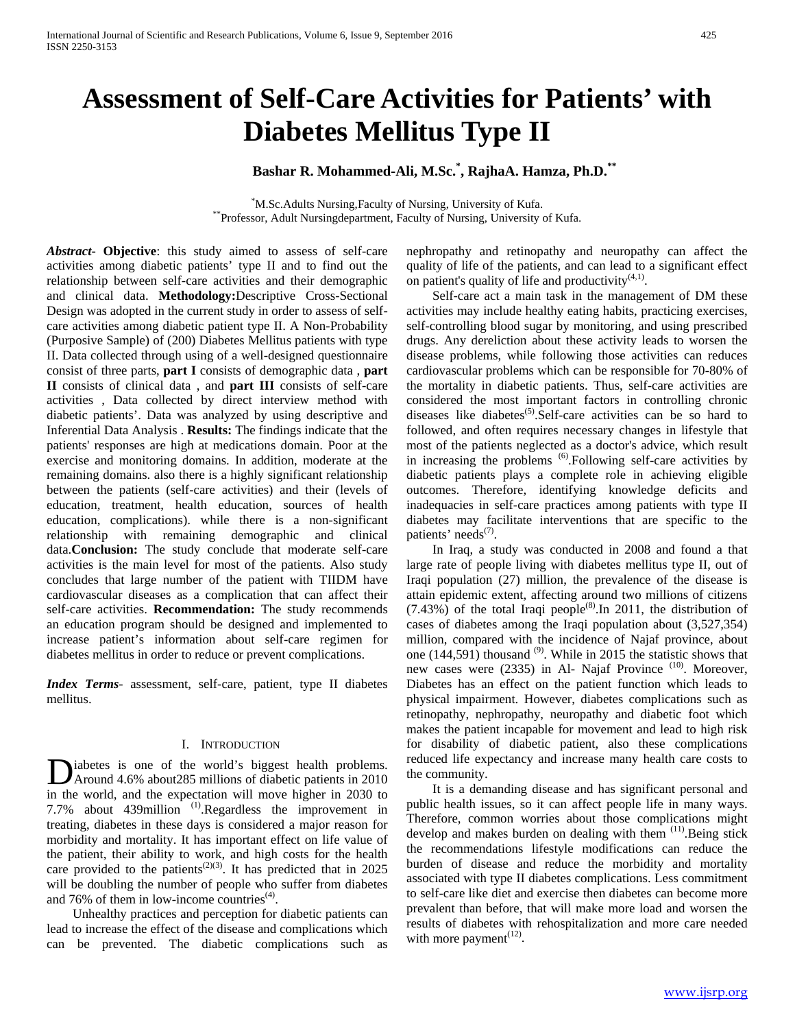# Assessment of Self-Care Activities for Patients' with Diabetes Mellitus Type II

**Bashar R. Mohammed-Ali, M.Sc.[*], RajhaA. Hamza, Ph.D.[**]**

[*]M.Sc.Adults Nursing,Faculty of Nursing, University of Kufa.
[**]Professor, Adult Nursingdepartment, Faculty of Nursing, University of Kufa.

***Abstract*- Objective**: this study aimed to assess of self-care activities among diabetic patients' type II and to find out the relationship between self-care activities and their demographic and clinical data. **Methodology:**Descriptive Cross-Sectional Design was adopted in the current study in order to assess of self-care activities among diabetic patient type II. A Non-Probability (Purposive Sample) of (200) Diabetes Mellitus patients with type II. Data collected through using of a well-designed questionnaire consist of three parts, **part I** consists of demographic data , **part II** consists of clinical data , and **part III** consists of self-care activities , Data collected by direct interview method with diabetic patients'. Data was analyzed by using descriptive and Inferential Data Analysis . **Results:** The findings indicate that the patients' responses are high at medications domain. Poor at the exercise and monitoring domains. In addition, moderate at the remaining domains. also there is a highly significant relationship between the patients (self-care activities) and their (levels of education, treatment, health education, sources of health education, complications). while there is a non-significant relationship with remaining demographic and clinical data.**Conclusion:** The study conclude that moderate self-care activities is the main level for most of the patients. Also study concludes that large number of the patient with TIIDM have cardiovascular diseases as a complication that can affect their self-care activities. **Recommendation:** The study recommends an education program should be designed and implemented to increase patient's information about self-care regimen for diabetes mellitus in order to reduce or prevent complications.

***Index Terms***- assessment, self-care, patient, type II diabetes mellitus.

## I. Introduction

Diabetes is one of the world's biggest health problems. Around 4.6% about285 millions of diabetic patients in 2010 in the world, and the expectation will move higher in 2030 to 7.7% about 439million [(1)].Regardless the improvement in treating, diabetes in these days is considered a major reason for morbidity and mortality. It has important effect on life value of the patient, their ability to work, and high costs for the health care provided to the patients[(2)(3)]. It has predicted that in 2025 will be doubling the number of people who suffer from diabetes and 76% of them in low-income countries[(4)].

Unhealthy practices and perception for diabetic patients can lead to increase the effect of the disease and complications which can be prevented. The diabetic complications such as nephropathy and retinopathy and neuropathy can affect the quality of life of the patients, and can lead to a significant effect on patient's quality of life and productivity[(4,1)].

Self-care act a main task in the management of DM these activities may include healthy eating habits, practicing exercises, self-controlling blood sugar by monitoring, and using prescribed drugs. Any dereliction about these activity leads to worsen the disease problems, while following those activities can reduces cardiovascular problems which can be responsible for 70-80% of the mortality in diabetic patients. Thus, self-care activities are considered the most important factors in controlling chronic diseases like diabetes[(5)].Self-care activities can be so hard to followed, and often requires necessary changes in lifestyle that most of the patients neglected as a doctor's advice, which result in increasing the problems [(6)].Following self-care activities by diabetic patients plays a complete role in achieving eligible outcomes. Therefore, identifying knowledge deficits and inadequacies in self-care practices among patients with type II diabetes may facilitate interventions that are specific to the patients' needs[(7)].

In Iraq, a study was conducted in 2008 and found a that large rate of people living with diabetes mellitus type II, out of Iraqi population (27) million, the prevalence of the disease is attain epidemic extent, affecting around two millions of citizens (7.43%) of the total Iraqi people[(8)].In 2011, the distribution of cases of diabetes among the Iraqi population about (3,527,354) million, compared with the incidence of Najaf province, about one (144,591) thousand [(9)]. While in 2015 the statistic shows that new cases were (2335) in Al- Najaf Province [(10)]. Moreover, Diabetes has an effect on the patient function which leads to physical impairment. However, diabetes complications such as retinopathy, nephropathy, neuropathy and diabetic foot which makes the patient incapable for movement and lead to high risk for disability of diabetic patient, also these complications reduced life expectancy and increase many health care costs to the community.

It is a demanding disease and has significant personal and public health issues, so it can affect people life in many ways. Therefore, common worries about those complications might develop and makes burden on dealing with them [(11)].Being stick the recommendations lifestyle modifications can reduce the burden of disease and reduce the morbidity and mortality associated with type II diabetes complications. Less commitment to self-care like diet and exercise then diabetes can become more prevalent than before, that will make more load and worsen the results of diabetes with rehospitalization and more care needed with more payment[(12)].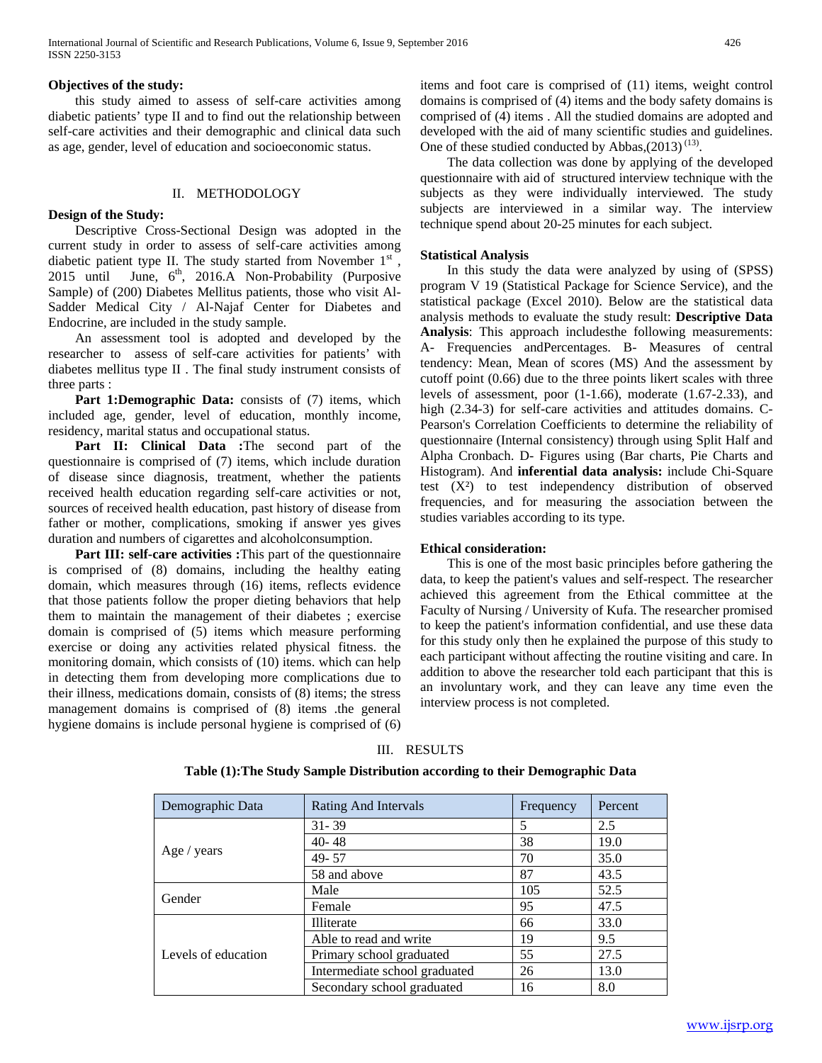**Objectives of the study:**

this study aimed to assess of self-care activities among diabetic patients' type II and to find out the relationship between self-care activities and their demographic and clinical data such as age, gender, level of education and socioeconomic status.

## II. METHODOLOGY

**Design of the Study:**

Descriptive Cross-Sectional Design was adopted in the current study in order to assess of self-care activities among diabetic patient type II. The study started from November 1st , 2015 until June, 6th, 2016.A Non-Probability (Purposive Sample) of (200) Diabetes Mellitus patients, those who visit Al-Sadder Medical City / Al-Najaf Center for Diabetes and Endocrine, are included in the study sample.

An assessment tool is adopted and developed by the researcher to assess of self-care activities for patients' with diabetes mellitus type II . The final study instrument consists of three parts :

**Part 1:Demographic Data:** consists of (7) items, which included age, gender, level of education, monthly income, residency, marital status and occupational status.

**Part II: Clinical Data :**The second part of the questionnaire is comprised of (7) items, which include duration of disease since diagnosis, treatment, whether the patients received health education regarding self-care activities or not, sources of received health education, past history of disease from father or mother, complications, smoking if answer yes gives duration and numbers of cigarettes and alcoholconsumption.

**Part III: self-care activities :**This part of the questionnaire is comprised of (8) domains, including the healthy eating domain, which measures through (16) items, reflects evidence that those patients follow the proper dieting behaviors that help them to maintain the management of their diabetes ; exercise domain is comprised of (5) items which measure performing exercise or doing any activities related physical fitness. the monitoring domain, which consists of (10) items. which can help in detecting them from developing more complications due to their illness, medications domain, consists of (8) items; the stress management domains is comprised of (8) items .the general hygiene domains is include personal hygiene is comprised of (6) items and foot care is comprised of (11) items, weight control domains is comprised of (4) items and the body safety domains is comprised of (4) items . All the studied domains are adopted and developed with the aid of many scientific studies and guidelines. One of these studied conducted by Abbas,(2013) [13].

The data collection was done by applying of the developed questionnaire with aid of structured interview technique with the subjects as they were individually interviewed. The study subjects are interviewed in a similar way. The interview technique spend about 20-25 minutes for each subject.

**Statistical Analysis**

In this study the data were analyzed by using of (SPSS) program V 19 (Statistical Package for Science Service), and the statistical package (Excel 2010). Below are the statistical data analysis methods to evaluate the study result: **Descriptive Data Analysis**: This approach includesthe following measurements: A- Frequencies andPercentages. B- Measures of central tendency: Mean, Mean of scores (MS) And the assessment by cutoff point (0.66) due to the three points likert scales with three levels of assessment, poor (1-1.66), moderate (1.67-2.33), and high (2.34-3) for self-care activities and attitudes domains. C- Pearson's Correlation Coefficients to determine the reliability of questionnaire (Internal consistency) through using Split Half and Alpha Cronbach. D- Figures using (Bar charts, Pie Charts and Histogram). And **inferential data analysis:** include Chi-Square test ($X^2$) to test independency distribution of observed frequencies, and for measuring the association between the studies variables according to its type.

**Ethical consideration:**

This is one of the most basic principles before gathering the data, to keep the patient's values and self-respect. The researcher achieved this agreement from the Ethical committee at the Faculty of Nursing / University of Kufa. The researcher promised to keep the patient's information confidential, and use these data for this study only then he explained the purpose of this study to each participant without affecting the routine visiting and care. In addition to above the researcher told each participant that this is an involuntary work, and they can leave any time even the interview process is not completed.

## III. RESULTS

**Table (1):The Study Sample Distribution according to their Demographic Data**

| Demographic Data | Rating And Intervals | Frequency | Percent |
|---|---|---|---|
| Age / years | 31- 39 | 5 | 2.5 |
| | 40- 48 | 38 | 19.0 |
| | 49- 57 | 70 | 35.0 |
| | 58 and above | 87 | 43.5 |
| Gender | Male | 105 | 52.5 |
| | Female | 95 | 47.5 |
| Levels of education | Illiterate | 66 | 33.0 |
| | Able to read and write | 19 | 9.5 |
| | Primary school graduated | 55 | 27.5 |
| | Intermediate school graduated | 26 | 13.0 |
| | Secondary school graduated | 16 | 8.0 |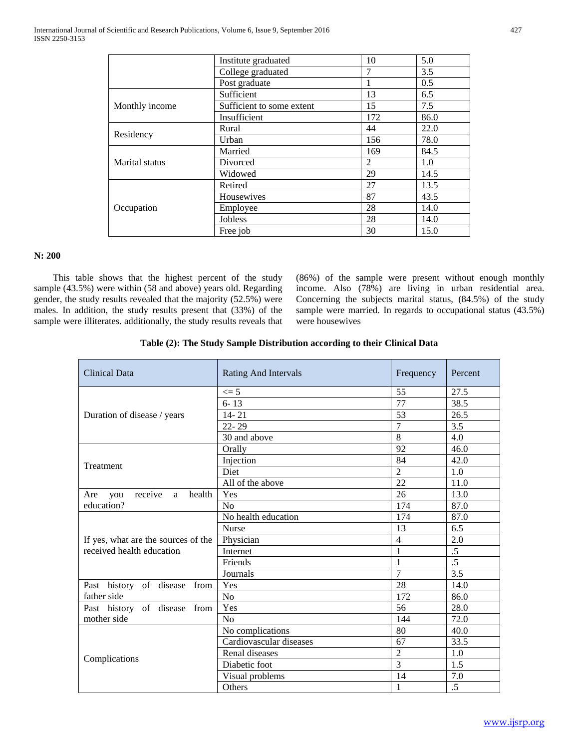| | | | |
|---|---|---|---|
| | Institute graduated | 10 | 5.0 |
| | College graduated | 7 | 3.5 |
| | Post graduate | 1 | 0.5 |
| Monthly income | Sufficient | 13 | 6.5 |
| | Sufficient to some extent | 15 | 7.5 |
| | Insufficient | 172 | 86.0 |
| Residency | Rural | 44 | 22.0 |
| | Urban | 156 | 78.0 |
| Marital status | Married | 169 | 84.5 |
| | Divorced | 2 | 1.0 |
| | Widowed | 29 | 14.5 |
| Occupation | Retired | 27 | 13.5 |
| | Housewives | 87 | 43.5 |
| | Employee | 28 | 14.0 |
| | Jobless | 28 | 14.0 |
| | Free job | 30 | 15.0 |

**N: 200**

This table shows that the highest percent of the study sample (43.5%) were within (58 and above) years old. Regarding gender, the study results revealed that the majority (52.5%) were males. In addition, the study results present that (33%) of the sample were illiterates. additionally, the study results reveals that (86%) of the sample were present without enough monthly income. Also (78%) are living in urban residential area. Concerning the subjects marital status, (84.5%) of the study sample were married. In regards to occupational status (43.5%) were housewives

**Table (2): The Study Sample Distribution according to their Clinical Data**

| Clinical Data | Rating And Intervals | Frequency | Percent |
|---|---|---|---|
| Duration of disease / years | <= 5 | 55 | 27.5 |
| | 6- 13 | 77 | 38.5 |
| | 14- 21 | 53 | 26.5 |
| | 22- 29 | 7 | 3.5 |
| | 30 and above | 8 | 4.0 |
| Treatment | Orally | 92 | 46.0 |
| | Injection | 84 | 42.0 |
| | Diet | 2 | 1.0 |
| | All of the above | 22 | 11.0 |
| Are you receive a health education? | Yes | 26 | 13.0 |
| | No | 174 | 87.0 |
| If yes, what are the sources of the received health education | No health education | 174 | 87.0 |
| | Nurse | 13 | 6.5 |
| | Physician | 4 | 2.0 |
| | Internet | 1 | .5 |
| | Friends | 1 | .5 |
| | Journals | 7 | 3.5 |
| Past history of disease from father side | Yes | 28 | 14.0 |
| | No | 172 | 86.0 |
| Past history of disease from mother side | Yes | 56 | 28.0 |
| | No | 144 | 72.0 |
| Complications | No complications | 80 | 40.0 |
| | Cardiovascular diseases | 67 | 33.5 |
| | Renal diseases | 2 | 1.0 |
| | Diabetic foot | 3 | 1.5 |
| | Visual problems | 14 | 7.0 |
| | Others | 1 | .5 |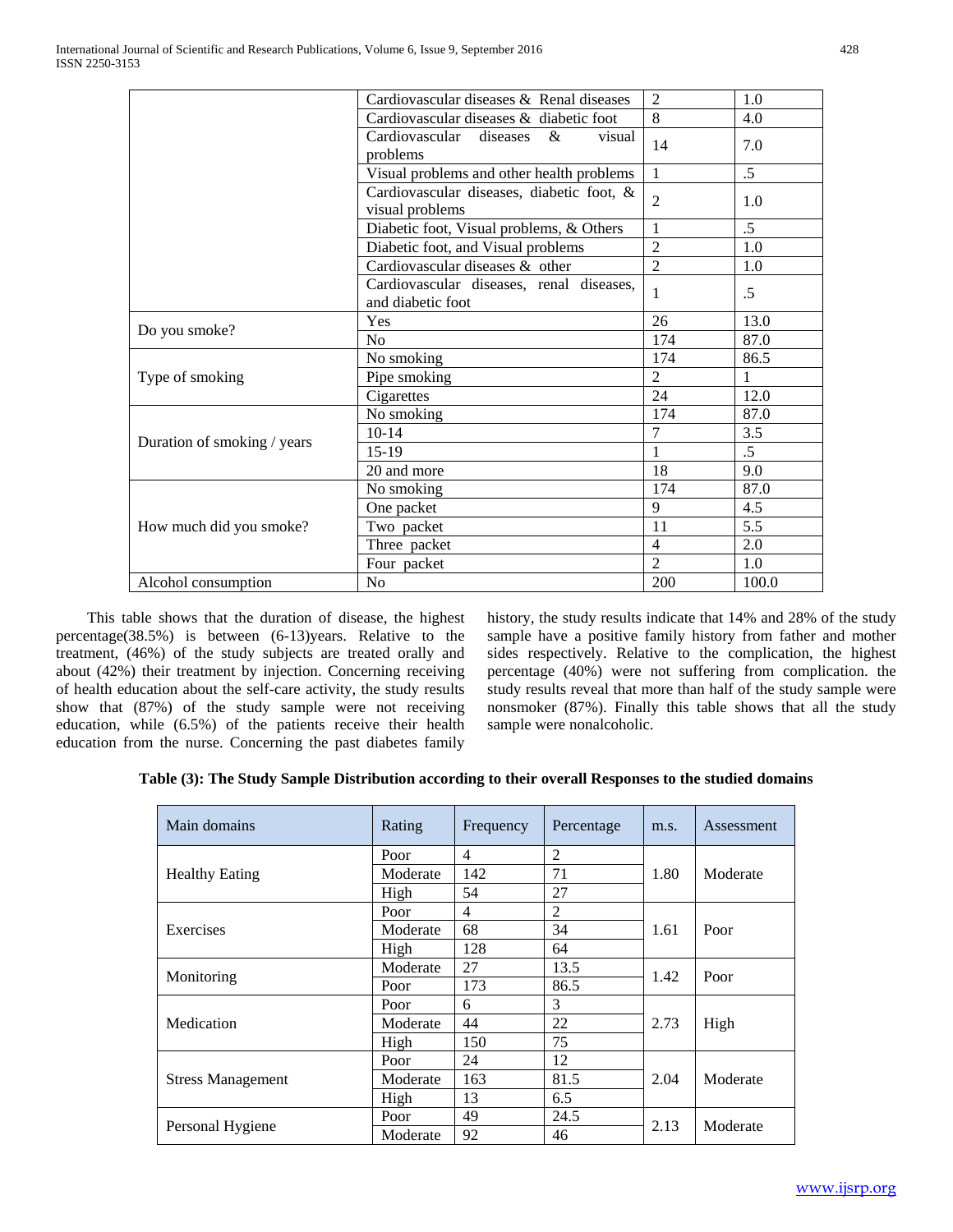| | | | |
|---|---|---|---|
| | Cardiovascular diseases & Renal diseases | 2 | 1.0 |
| | Cardiovascular diseases & diabetic foot | 8 | 4.0 |
| | Cardiovascular diseases & visual problems | 14 | 7.0 |
| | Visual problems and other health problems | 1 | .5 |
| | Cardiovascular diseases, diabetic foot, & visual problems | 2 | 1.0 |
| | Diabetic foot, Visual problems, & Others | 1 | .5 |
| | Diabetic foot, and Visual problems | 2 | 1.0 |
| | Cardiovascular diseases & other | 2 | 1.0 |
| | Cardiovascular diseases, renal diseases, and diabetic foot | 1 | .5 |
| Do you smoke? | Yes | 26 | 13.0 |
| | No | 174 | 87.0 |
| Type of smoking | No smoking | 174 | 86.5 |
| | Pipe smoking | 2 | 1 |
| | Cigarettes | 24 | 12.0 |
| Duration of smoking / years | No smoking | 174 | 87.0 |
| | 10-14 | 7 | 3.5 |
| | 15-19 | 1 | .5 |
| | 20 and more | 18 | 9.0 |
| How much did you smoke? | No smoking | 174 | 87.0 |
| | One packet | 9 | 4.5 |
| | Two packet | 11 | 5.5 |
| | Three packet | 4 | 2.0 |
| | Four packet | 2 | 1.0 |
| Alcohol consumption | No | 200 | 100.0 |

This table shows that the duration of disease, the highest percentage(38.5%) is between (6-13)years. Relative to the treatment, (46%) of the study subjects are treated orally and about (42%) their treatment by injection. Concerning receiving of health education about the self-care activity, the study results show that (87%) of the study sample were not receiving education, while (6.5%) of the patients receive their health education from the nurse. Concerning the past diabetes family history, the study results indicate that 14% and 28% of the study sample have a positive family history from father and mother sides respectively. Relative to the complication, the highest percentage (40%) were not suffering from complication. the study results reveal that more than half of the study sample were nonsmoker (87%). Finally this table shows that all the study sample were nonalcoholic.

**Table (3): The Study Sample Distribution according to their overall Responses to the studied domains**

| Main domains | Rating | Frequency | Percentage | m.s. | Assessment |
|---|---|---|---|---|---|
| Healthy Eating | Poor | 4 | 2 | 1.80 | Moderate |
| | Moderate | 142 | 71 | | |
| | High | 54 | 27 | | |
| Exercises | Poor | 4 | 2 | 1.61 | Poor |
| | Moderate | 68 | 34 | | |
| | High | 128 | 64 | | |
| Monitoring | Moderate | 27 | 13.5 | 1.42 | Poor |
| | Poor | 173 | 86.5 | | |
| Medication | Poor | 6 | 3 | 2.73 | High |
| | Moderate | 44 | 22 | | |
| | High | 150 | 75 | | |
| Stress Management | Poor | 24 | 12 | 2.04 | Moderate |
| | Moderate | 163 | 81.5 | | |
| | High | 13 | 6.5 | | |
| Personal Hygiene | Poor | 49 | 24.5 | 2.13 | Moderate |
| | Moderate | 92 | 46 | | |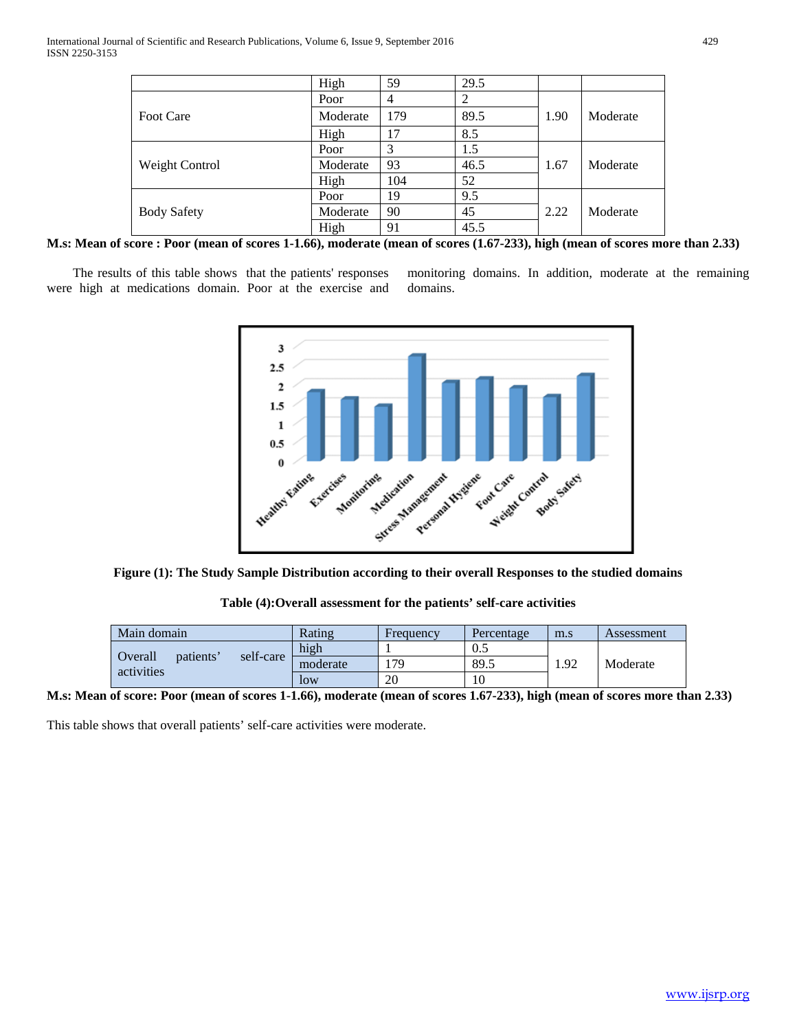| | High | 59 | 29.5 | | |
|---|---|---|---|---|---|
| Foot Care | Poor | 4 | 2 | 1.90 | Moderate |
| | Moderate | 179 | 89.5 | | |
| | High | 17 | 8.5 | | |
| Weight Control | Poor | 3 | 1.5 | 1.67 | Moderate |
| | Moderate | 93 | 46.5 | | |
| | High | 104 | 52 | | |
| Body Safety | Poor | 19 | 9.5 | 2.22 | Moderate |
| | Moderate | 90 | 45 | | |
| | High | 91 | 45.5 | | |

**M.s: Mean of score : Poor (mean of scores 1-1.66), moderate (mean of scores (1.67-233), high (mean of scores more than 2.33)**

The results of this table shows that the patients' responses were high at medications domain. Poor at the exercise and monitoring domains. In addition, moderate at the remaining domains.

**Figure (1): The Study Sample Distribution according to their overall Responses to the studied domains**

**Table (4):Overall assessment for the patients' self-care activities**

| Main domain | Rating | Frequency | Percentage | m.s | Assessment |
|---|---|---|---|---|---|
| Overall patients' self-care activities | high | 1 | 0.5 | 1.92 | Moderate |
| | moderate | 179 | 89.5 | | |
| | low | 20 | 10 | | |

**M.s: Mean of score: Poor (mean of scores 1-1.66), moderate (mean of scores 1.67-233), high (mean of scores more than 2.33)**

This table shows that overall patients' self-care activities were moderate.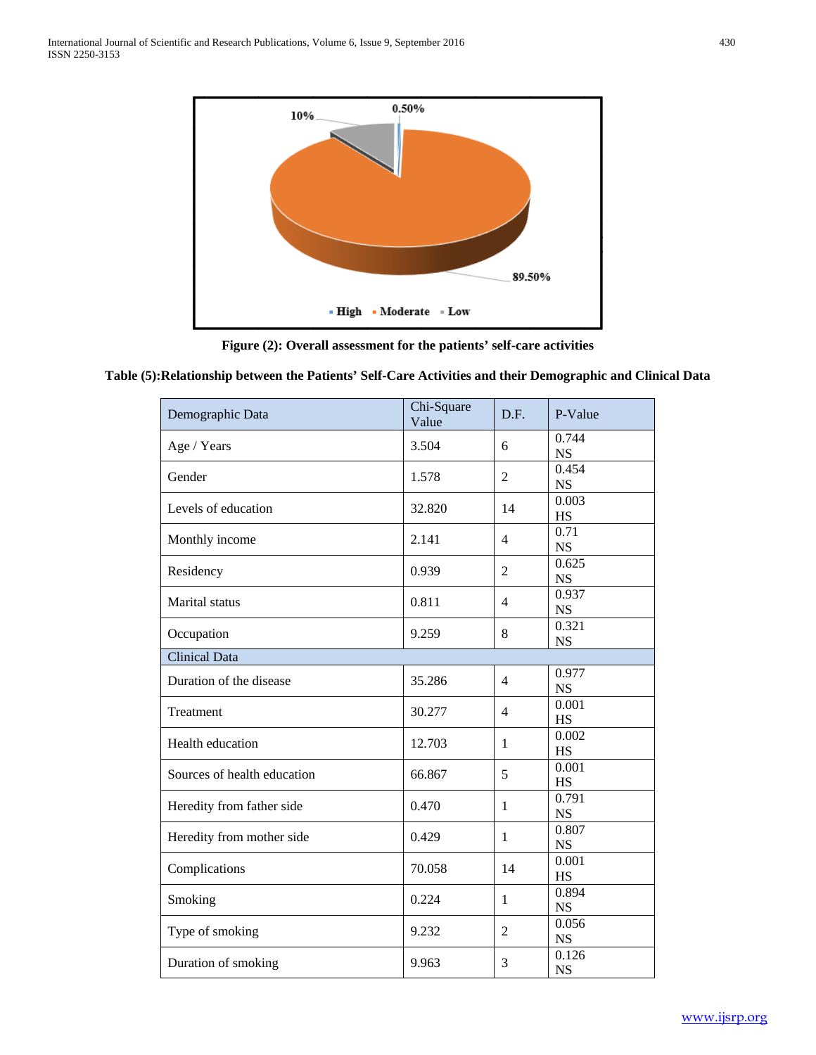**Figure (2): Overall assessment for the patients' self-care activities**

**Table (5):Relationship between the Patients' Self-Care Activities and their Demographic and Clinical Data**

| Demographic Data | Chi-Square Value | D.F. | P-Value |
|---|---|---|---|
| Age / Years | 3.504 | 6 | 0.744 NS |
| Gender | 1.578 | 2 | 0.454 NS |
| Levels of education | 32.820 | 14 | 0.003 HS |
| Monthly income | 2.141 | 4 | 0.71 NS |
| Residency | 0.939 | 2 | 0.625 NS |
| Marital status | 0.811 | 4 | 0.937 NS |
| Occupation | 9.259 | 8 | 0.321 NS |
| Clinical Data | | | |
| Duration of the disease | 35.286 | 4 | 0.977 NS |
| Treatment | 30.277 | 4 | 0.001 HS |
| Health education | 12.703 | 1 | 0.002 HS |
| Sources of health education | 66.867 | 5 | 0.001 HS |
| Heredity from father side | 0.470 | 1 | 0.791 NS |
| Heredity from mother side | 0.429 | 1 | 0.807 NS |
| Complications | 70.058 | 14 | 0.001 HS |
| Smoking | 0.224 | 1 | 0.894 NS |
| Type of smoking | 9.232 | 2 | 0.056 NS |
| Duration of smoking | 9.963 | 3 | 0.126 NS |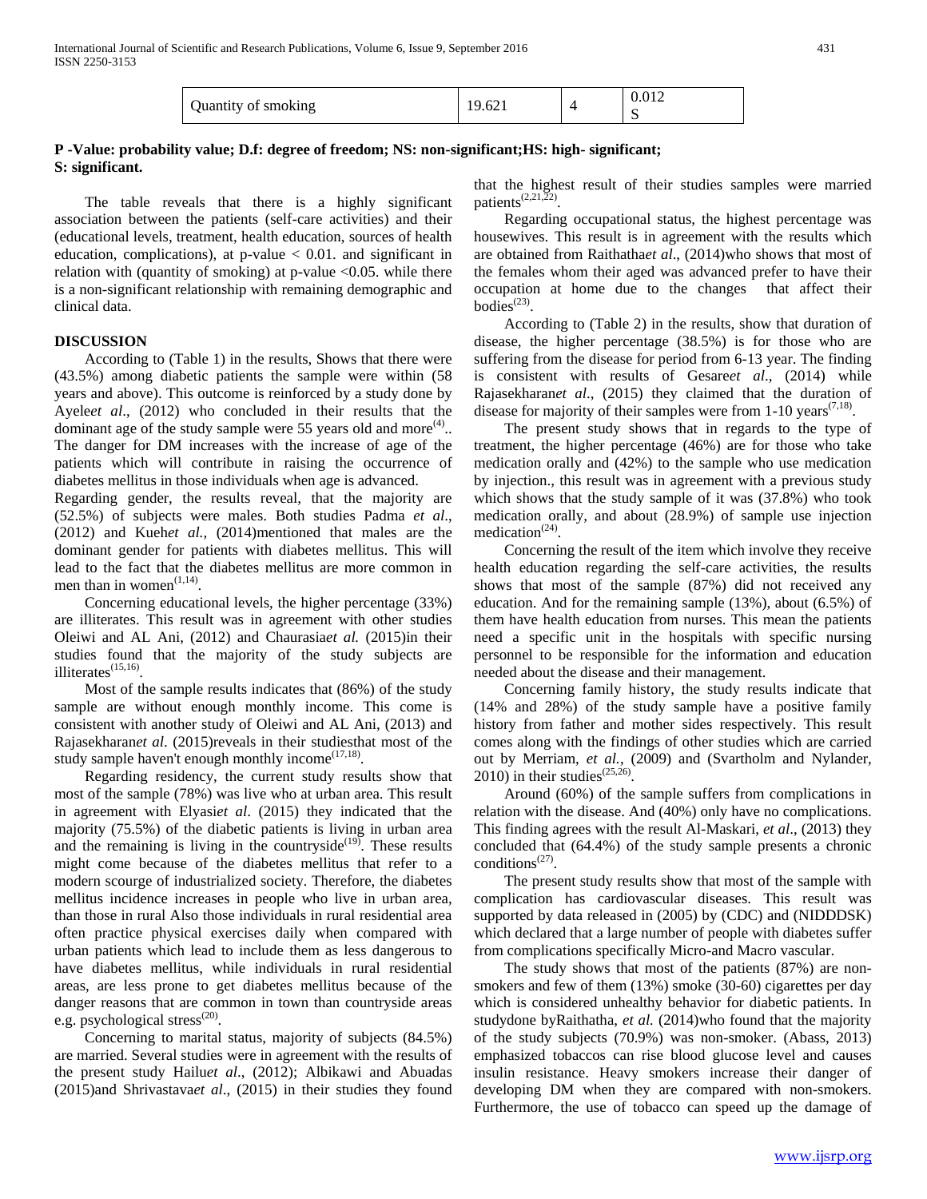| Quantity of smoking | 19.621 | 4 | 0.012 S |
|---|---|---|---|

**P -Value: probability value; D.f: degree of freedom; NS: non-significant;HS: high- significant; S: significant.**

The table reveals that there is a highly significant association between the patients (self-care activities) and their (educational levels, treatment, health education, sources of health education, complications), at p-value < 0.01. and significant in relation with (quantity of smoking) at p-value <0.05. while there is a non-significant relationship with remaining demographic and clinical data.

## DISCUSSION

According to (Table 1) in the results, Shows that there were (43.5%) among diabetic patients the sample were within (58 years and above). This outcome is reinforced by a study done by Ayele*et al*., (2012) who concluded in their results that the dominant age of the study sample were 55 years old and more[4].. The danger for DM increases with the increase of age of the patients which will contribute in raising the occurrence of diabetes mellitus in those individuals when age is advanced.

Regarding gender, the results reveal, that the majority are (52.5%) of subjects were males. Both studies Padma *et al*., (2012) and Kueh*et al.,* (2014)mentioned that males are the dominant gender for patients with diabetes mellitus. This will lead to the fact that the diabetes mellitus are more common in men than in women[1,14].

Concerning educational levels, the higher percentage (33%) are illiterates. This result was in agreement with other studies Oleiwi and AL Ani, (2012) and Chaurasia*et al.* (2015)in their studies found that the majority of the study subjects are illiterates[15,16].

Most of the sample results indicates that (86%) of the study sample are without enough monthly income. This come is consistent with another study of Oleiwi and AL Ani, (2013) and Rajasekharan*et al*. (2015)reveals in their studiesthat most of the study sample haven't enough monthly income[17,18].

Regarding residency, the current study results show that most of the sample (78%) was live who at urban area. This result in agreement with Elyasi*et al*. (2015) they indicated that the majority (75.5%) of the diabetic patients is living in urban area and the remaining is living in the countryside[19]. These results might come because of the diabetes mellitus that refer to a modern scourge of industrialized society. Therefore, the diabetes mellitus incidence increases in people who live in urban area, than those in rural Also those individuals in rural residential area often practice physical exercises daily when compared with urban patients which lead to include them as less dangerous to have diabetes mellitus, while individuals in rural residential areas, are less prone to get diabetes mellitus because of the danger reasons that are common in town than countryside areas e.g. psychological stress[20].

Concerning to marital status, majority of subjects (84.5%) are married. Several studies were in agreement with the results of the present study Hailu*et al*., (2012); Albikawi and Abuadas (2015)and Shrivastava*et al*., (2015) in their studies they found that the highest result of their studies samples were married patients[2,21,22].

Regarding occupational status, the highest percentage was housewives. This result is in agreement with the results which are obtained from Raithatha*et al*., (2014)who shows that most of the females whom their aged was advanced prefer to have their occupation at home due to the changes that affect their bodies[23].

According to (Table 2) in the results, show that duration of disease, the higher percentage (38.5%) is for those who are suffering from the disease for period from 6-13 year. The finding is consistent with results of Gesare*et al*., (2014) while Rajasekharan*et al*., (2015) they claimed that the duration of disease for majority of their samples were from 1-10 years[7,18].

The present study shows that in regards to the type of treatment, the higher percentage (46%) are for those who take medication orally and (42%) to the sample who use medication by injection., this result was in agreement with a previous study which shows that the study sample of it was (37.8%) who took medication orally, and about (28.9%) of sample use injection medication[24].

Concerning the result of the item which involve they receive health education regarding the self-care activities, the results shows that most of the sample (87%) did not received any education. And for the remaining sample (13%), about (6.5%) of them have health education from nurses. This mean the patients need a specific unit in the hospitals with specific nursing personnel to be responsible for the information and education needed about the disease and their management.

Concerning family history, the study results indicate that (14% and 28%) of the study sample have a positive family history from father and mother sides respectively. This result comes along with the findings of other studies which are carried out by Merriam, *et al.*, (2009) and (Svartholm and Nylander, 2010) in their studies[25,26].

Around (60%) of the sample suffers from complications in relation with the disease. And (40%) only have no complications. This finding agrees with the result Al-Maskari, *et al*., (2013) they concluded that (64.4%) of the study sample presents a chronic conditions[27].

The present study results show that most of the sample with complication has cardiovascular diseases. This result was supported by data released in (2005) by (CDC) and (NIDDDSK) which declared that a large number of people with diabetes suffer from complications specifically Micro-and Macro vascular.

The study shows that most of the patients (87%) are non-smokers and few of them (13%) smoke (30-60) cigarettes per day which is considered unhealthy behavior for diabetic patients. In studydone byRaithatha, *et al.* (2014)who found that the majority of the study subjects (70.9%) was non-smoker. (Abass, 2013) emphasized tobaccos can rise blood glucose level and causes insulin resistance. Heavy smokers increase their danger of developing DM when they are compared with non-smokers. Furthermore, the use of tobacco can speed up the damage of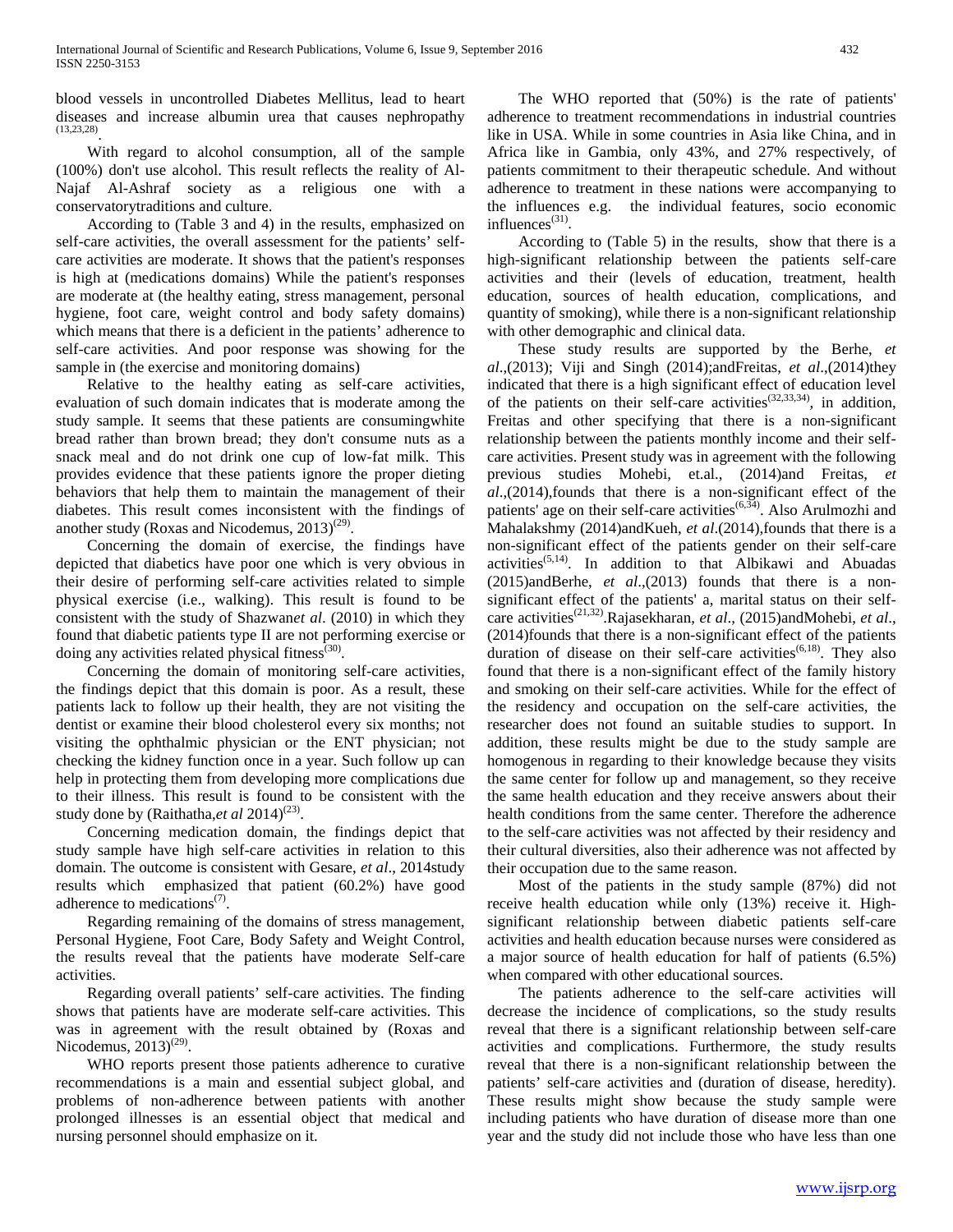blood vessels in uncontrolled Diabetes Mellitus, lead to heart diseases and increase albumin urea that causes nephropathy [13,23,28].

With regard to alcohol consumption, all of the sample (100%) don't use alcohol. This result reflects the reality of Al-Najaf Al-Ashraf society as a religious one with a conservatorytraditions and culture.

According to (Table 3 and 4) in the results, emphasized on self-care activities, the overall assessment for the patients' self-care activities are moderate. It shows that the patient's responses is high at (medications domains) While the patient's responses are moderate at (the healthy eating, stress management, personal hygiene, foot care, weight control and body safety domains) which means that there is a deficient in the patients' adherence to self-care activities. And poor response was showing for the sample in (the exercise and monitoring domains)

Relative to the healthy eating as self-care activities, evaluation of such domain indicates that is moderate among the study sample. It seems that these patients are consumingwhite bread rather than brown bread; they don't consume nuts as a snack meal and do not drink one cup of low-fat milk. This provides evidence that these patients ignore the proper dieting behaviors that help them to maintain the management of their diabetes. This result comes inconsistent with the findings of another study (Roxas and Nicodemus, 2013)[29].

Concerning the domain of exercise, the findings have depicted that diabetics have poor one which is very obvious in their desire of performing self-care activities related to simple physical exercise (i.e., walking). This result is found to be consistent with the study of Shazwan*et al*. (2010) in which they found that diabetic patients type II are not performing exercise or doing any activities related physical fitness[30].

Concerning the domain of monitoring self-care activities, the findings depict that this domain is poor. As a result, these patients lack to follow up their health, they are not visiting the dentist or examine their blood cholesterol every six months; not visiting the ophthalmic physician or the ENT physician; not checking the kidney function once in a year. Such follow up can help in protecting them from developing more complications due to their illness. This result is found to be consistent with the study done by (Raithatha,*et al* 2014)[23].

Concerning medication domain, the findings depict that study sample have high self-care activities in relation to this domain. The outcome is consistent with Gesare, *et al*., 2014study results which emphasized that patient (60.2%) have good adherence to medications[7].

Regarding remaining of the domains of stress management, Personal Hygiene, Foot Care, Body Safety and Weight Control, the results reveal that the patients have moderate Self-care activities.

Regarding overall patients' self-care activities. The finding shows that patients have are moderate self-care activities. This was in agreement with the result obtained by (Roxas and Nicodemus, 2013)[29].

WHO reports present those patients adherence to curative recommendations is a main and essential subject global, and problems of non-adherence between patients with another prolonged illnesses is an essential object that medical and nursing personnel should emphasize on it.

The WHO reported that (50%) is the rate of patients' adherence to treatment recommendations in industrial countries like in USA. While in some countries in Asia like China, and in Africa like in Gambia, only 43%, and 27% respectively, of patients commitment to their therapeutic schedule. And without adherence to treatment in these nations were accompanying to the influences e.g. the individual features, socio economic influences[31].

According to (Table 5) in the results, show that there is a high-significant relationship between the patients self-care activities and their (levels of education, treatment, health education, sources of health education, complications, and quantity of smoking), while there is a non-significant relationship with other demographic and clinical data.

These study results are supported by the Berhe, *et al*.,(2013); Viji and Singh (2014);andFreitas, *et al*.,(2014)they indicated that there is a high significant effect of education level of the patients on their self-care activities[32,33,34], in addition, Freitas and other specifying that there is a non-significant relationship between the patients monthly income and their self-care activities. Present study was in agreement with the following previous studies Mohebi, et.al., (2014)and Freitas, *et al*.,(2014),founds that there is a non-significant effect of the patients' age on their self-care activities[6,34]. Also Arulmozhi and Mahalakshmy (2014)andKueh, *et al*.(2014),founds that there is a non-significant effect of the patients gender on their self-care activities[5,14]. In addition to that Albikawi and Abuadas (2015)andBerhe, *et al*.,(2013) founds that there is a non-significant effect of the patients' a, marital status on their self-care activities[21,32].Rajasekharan, *et al*., (2015)andMohebi, *et al*., (2014)founds that there is a non-significant effect of the patients duration of disease on their self-care activities[6,18]. They also found that there is a non-significant effect of the family history and smoking on their self-care activities. While for the effect of the residency and occupation on the self-care activities, the researcher does not found an suitable studies to support. In addition, these results might be due to the study sample are homogenous in regarding to their knowledge because they visits the same center for follow up and management, so they receive the same health education and they receive answers about their health conditions from the same center. Therefore the adherence to the self-care activities was not affected by their residency and their cultural diversities, also their adherence was not affected by their occupation due to the same reason.

Most of the patients in the study sample (87%) did not receive health education while only (13%) receive it. High-significant relationship between diabetic patients self-care activities and health education because nurses were considered as a major source of health education for half of patients (6.5%) when compared with other educational sources.

The patients adherence to the self-care activities will decrease the incidence of complications, so the study results reveal that there is a significant relationship between self-care activities and complications. Furthermore, the study results reveal that there is a non-significant relationship between the patients' self-care activities and (duration of disease, heredity). These results might show because the study sample were including patients who have duration of disease more than one year and the study did not include those who have less than one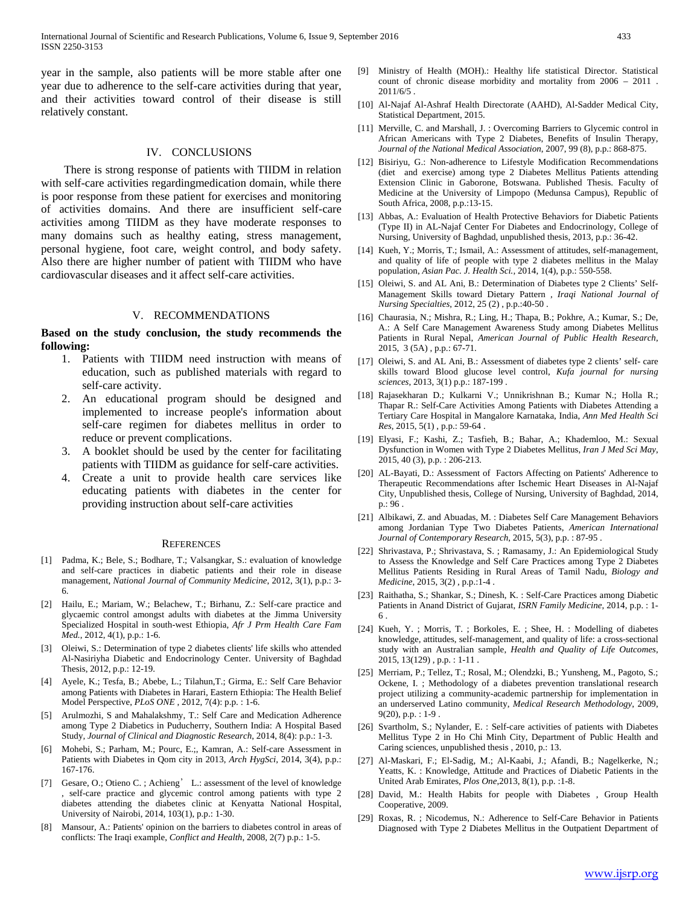year in the sample, also patients will be more stable after one year due to adherence to the self-care activities during that year, and their activities toward control of their disease is still relatively constant.

## IV. CONCLUSIONS

There is strong response of patients with TIIDM in relation with self-care activities regardingmedication domain, while there is poor response from these patient for exercises and monitoring of activities domains. And there are insufficient self-care activities among TIIDM as they have moderate responses to many domains such as healthy eating, stress management, personal hygiene, foot care, weight control, and body safety. Also there are higher number of patient with TIIDM who have cardiovascular diseases and it affect self-care activities.

## V. RECOMMENDATIONS

**Based on the study conclusion, the study recommends the following:**

1. Patients with TIIDM need instruction with means of education, such as published materials with regard to self-care activity.
2. An educational program should be designed and implemented to increase people's information about self-care regimen for diabetes mellitus in order to reduce or prevent complications.
3. A booklet should be used by the center for facilitating patients with TIIDM as guidance for self-care activities.
4. Create a unit to provide health care services like educating patients with diabetes in the center for providing instruction about self-care activities

## REFERENCES

[1] Padma, K.; Bele, S.; Bodhare, T.; Valsangkar, S.: evaluation of knowledge and self-care practices in diabetic patients and their role in disease management, *National Journal of Community Medicine*, 2012, 3(1), p.p.: 3-6.

[2] Hailu, E.; Mariam, W.; Belachew, T.; Birhanu, Z.: Self-care practice and glycaemic control amongst adults with diabetes at the Jimma University Specialized Hospital in south-west Ethiopia, *Afr J Prm Health Care Fam Med.*, 2012, 4(1), p.p.: 1-6.

[3] Oleiwi, S.: Determination of type 2 diabetes clients' life skills who attended Al-Nasiriyha Diabetic and Endocrinology Center. University of Baghdad Thesis, 2012, p.p.: 12-19.

[4] Ayele, K.; Tesfa, B.; Abebe, L.; Tilahun,T.; Girma, E.: Self Care Behavior among Patients with Diabetes in Harari, Eastern Ethiopia: The Health Belief Model Perspective, *PLoS ONE* , 2012, 7(4): p.p. : 1-6.

[5] Arulmozhi, S and Mahalakshmy, T.: Self Care and Medication Adherence among Type 2 Diabetics in Puducherry, Southern India: A Hospital Based Study, *Journal of Clinical and Diagnostic Research*, 2014, 8(4): p.p.: 1-3.

[6] Mohebi, S.; Parham, M.; Pourc, E.;, Kamran, A.: Self-care Assessment in Patients with Diabetes in Qom city in 2013, *Arch HygSci*, 2014, 3(4), p.p.: 167-176.

[7] Gesare, O.; Otieno C. ; Achieng' L.: assessment of the level of knowledge , self-care practice and glycemic control among patients with type 2 diabetes attending the diabetes clinic at Kenyatta National Hospital, University of Nairobi, 2014, 103(1), p.p.: 1-30.

[8] Mansour, A.: Patients' opinion on the barriers to diabetes control in areas of conflicts: The Iraqi example, *Conflict and Health*, 2008, 2(7) p.p.: 1-5.

[9] Ministry of Health (MOH).: Healthy life statistical Director. Statistical count of chronic disease morbidity and mortality from 2006 – 2011 . 2011/6/5 .

[10] Al-Najaf Al-Ashraf Health Directorate (AAHD), Al-Sadder Medical City, Statistical Department, 2015.

[11] Merville, C. and Marshall, J. : Overcoming Barriers to Glycemic control in African Americans with Type 2 Diabetes, Benefits of Insulin Therapy, *Journal of the National Medical Association*, 2007, 99 (8), p.p.: 868-875.

[12] Bisiriyu, G.: Non-adherence to Lifestyle Modification Recommendations (diet and exercise) among type 2 Diabetes Mellitus Patients attending Extension Clinic in Gaborone, Botswana. Published Thesis. Faculty of Medicine at the University of Limpopo (Medunsa Campus), Republic of South Africa, 2008, p.p.:13-15.

[13] Abbas, A.: Evaluation of Health Protective Behaviors for Diabetic Patients (Type II) in AL-Najaf Center For Diabetes and Endocrinology, College of Nursing, University of Baghdad, unpublished thesis, 2013, p.p.: 36-42.

[14] Kueh, Y.; Morris, T.; Ismail, A.: Assessment of attitudes, self-management, and quality of life of people with type 2 diabetes mellitus in the Malay population, *Asian Pac. J. Health Sci.*, 2014, 1(4), p.p.: 550-558.

[15] Oleiwi, S. and AL Ani, B.: Determination of Diabetes type 2 Clients' Self-Management Skills toward Dietary Pattern , *Iraqi National Journal of Nursing Specialties*, 2012, 25 (2) , p.p.:40-50 .

[16] Chaurasia, N.; Mishra, R.; Ling, H.; Thapa, B.; Pokhre, A.; Kumar, S.; De, A.: A Self Care Management Awareness Study among Diabetes Mellitus Patients in Rural Nepal, *American Journal of Public Health Research*, 2015, 3 (5A) , p.p.: 67-71.

[17] Oleiwi, S. and AL Ani, B.: Assessment of diabetes type 2 clients' self- care skills toward Blood glucose level control, *Kufa journal for nursing sciences*, 2013, 3(1) p.p.: 187-199 .

[18] Rajasekharan D.; Kulkarni V.; Unnikrishnan B.; Kumar N.; Holla R.; Thapar R.: Self-Care Activities Among Patients with Diabetes Attending a Tertiary Care Hospital in Mangalore Karnataka, India, *Ann Med Health Sci Res*, 2015, 5(1) , p.p.: 59-64 .

[19] Elyasi, F.; Kashi, Z.; Tasfieh, B.; Bahar, A.; Khademloo, M.: Sexual Dysfunction in Women with Type 2 Diabetes Mellitus, *Iran J Med Sci May*, 2015, 40 (3), p.p. : 206-213.

[20] AL-Bayati, D.: Assessment of Factors Affecting on Patients' Adherence to Therapeutic Recommendations after Ischemic Heart Diseases in Al-Najaf City, Unpublished thesis, College of Nursing, University of Baghdad, 2014, p.: 96 .

[21] Albikawi, Z. and Abuadas, M. : Diabetes Self Care Management Behaviors among Jordanian Type Two Diabetes Patients, *American International Journal of Contemporary Research*, 2015, 5(3), p.p. : 87-95 .

[22] Shrivastava, P.; Shrivastava, S. ; Ramasamy, J.: An Epidemiological Study to Assess the Knowledge and Self Care Practices among Type 2 Diabetes Mellitus Patients Residing in Rural Areas of Tamil Nadu, *Biology and Medicine*, 2015, 3(2) , p.p.:1-4 .

[23] Raithatha, S.; Shankar, S.; Dinesh, K. : Self-Care Practices among Diabetic Patients in Anand District of Gujarat, *ISRN Family Medicine*, 2014, p.p. : 1-6 .

[24] Kueh, Y. ; Morris, T. ; Borkoles, E. ; Shee, H. : Modelling of diabetes knowledge, attitudes, self-management, and quality of life: a cross-sectional study with an Australian sample, *Health and Quality of Life Outcomes*, 2015, 13(129) , p.p. : 1-11 .

[25] Merriam, P.; Tellez, T.; Rosal, M.; Olendzki, B.; Yunsheng, M., Pagoto, S.; Ockene, I. ; Methodology of a diabetes prevention translational research project utilizing a community-academic partnership for implementation in an underserved Latino community, *Medical Research Methodology*, 2009, 9(20), p.p. : 1-9 .

[26] Svartholm, S.; Nylander, E. : Self-care activities of patients with Diabetes Mellitus Type 2 in Ho Chi Minh City, Department of Public Health and Caring sciences, unpublished thesis , 2010, p.: 13.

[27] Al-Maskari, F.; El-Sadig, M.; Al-Kaabi, J.; Afandi, B.; Nagelkerke, N.; Yeatts, K. : Knowledge, Attitude and Practices of Diabetic Patients in the United Arab Emirates, *Plos One*,2013, 8(1), p.p. :1-8.

[28] David, M.: Health Habits for people with Diabetes , Group Health Cooperative, 2009.

[29] Roxas, R. ; Nicodemus, N.: Adherence to Self-Care Behavior in Patients Diagnosed with Type 2 Diabetes Mellitus in the Outpatient Department of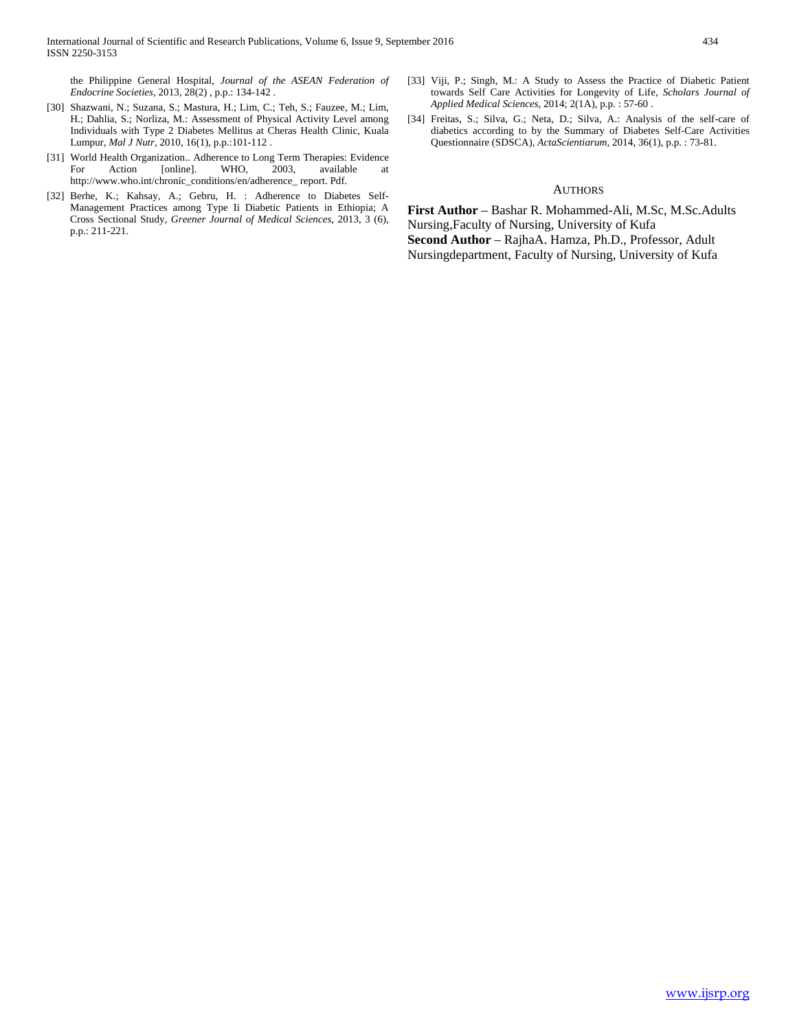the Philippine General Hospital, *Journal of the ASEAN Federation of Endocrine Societies*, 2013, 28(2) , p.p.: 134-142 .

[30] Shazwani, N.; Suzana, S.; Mastura, H.; Lim, C.; Teh, S.; Fauzee, M.; Lim, H.; Dahlia, S.; Norliza, M.: Assessment of Physical Activity Level among Individuals with Type 2 Diabetes Mellitus at Cheras Health Clinic, Kuala Lumpur, *Mal J Nutr*, 2010, 16(1), p.p.:101-112 .

[31] World Health Organization.. Adherence to Long Term Therapies: Evidence For Action [online]. WHO, 2003, available at http://www.who.int/chronic_conditions/en/adherence_ report. Pdf.

[32] Berhe, K.; Kahsay, A.; Gebru, H. : Adherence to Diabetes Self-Management Practices among Type Ii Diabetic Patients in Ethiopia; A Cross Sectional Study, *Greener Journal of Medical Sciences*, 2013, 3 (6), p.p.: 211-221.

[33] Viji, P.; Singh, M.: A Study to Assess the Practice of Diabetic Patient towards Self Care Activities for Longevity of Life, *Scholars Journal of Applied Medical Sciences*, 2014; 2(1A), p.p. : 57-60 .

[34] Freitas, S.; Silva, G.; Neta, D.; Silva, A.: Analysis of the self-care of diabetics according to by the Summary of Diabetes Self-Care Activities Questionnaire (SDSCA), *ActaScientiarum*, 2014, 36(1), p.p. : 73-81.

## AUTHORS

**First Author** – Bashar R. Mohammed-Ali, M.Sc, M.Sc.Adults Nursing,Faculty of Nursing, University of Kufa

**Second Author** – RajhaA. Hamza, Ph.D., Professor, Adult Nursingdepartment, Faculty of Nursing, University of Kufa